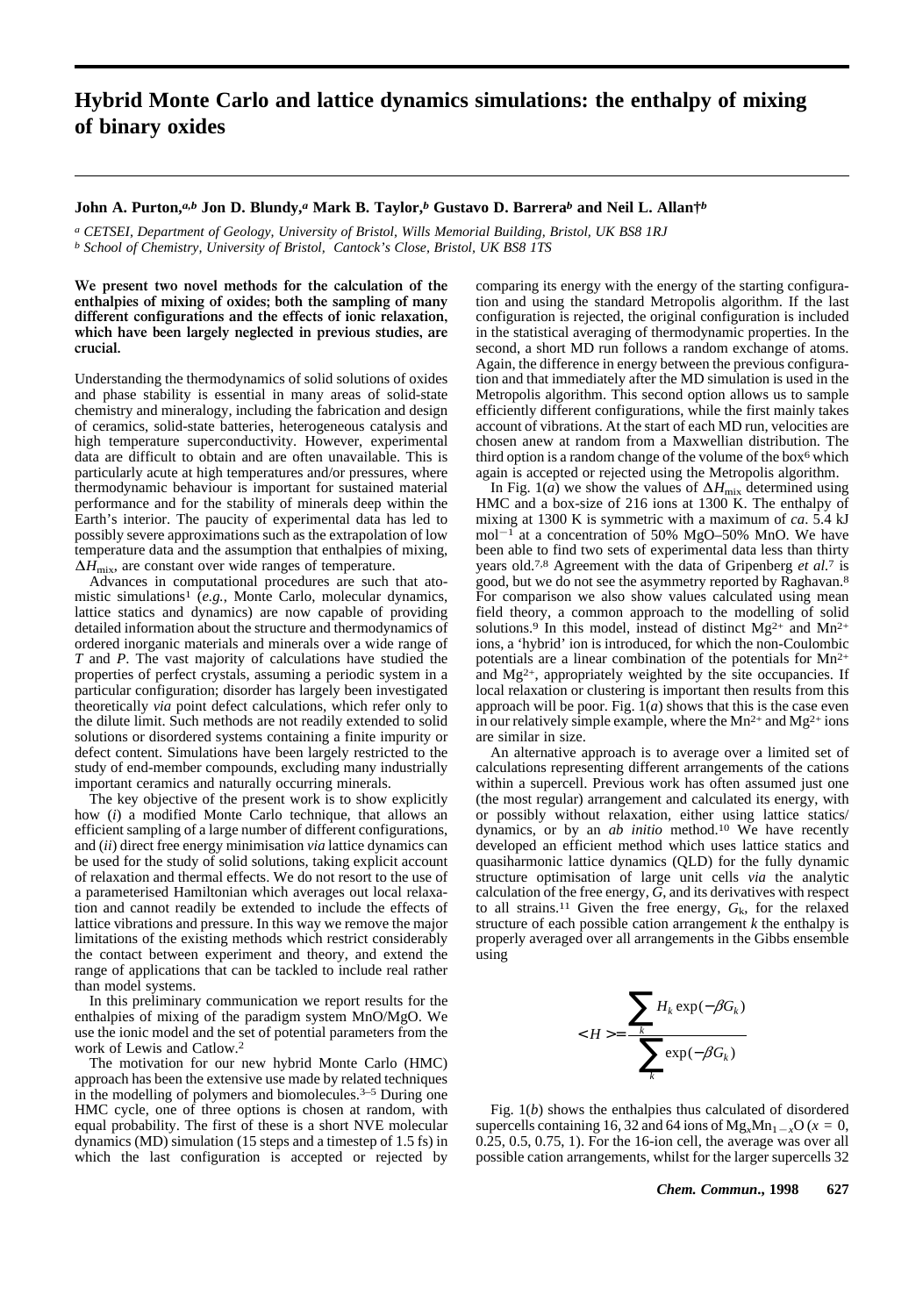# Hybrid Monte Carlo and lattice dynamics simulations: the enthalpy of mixing of binary oxides

**John A. Purton,[a,b] Jon D. Blundy,[a] Mark B. Taylor,[b] Gustavo D. Barrera[b] and Neil L. Allan†[b]**

[a] *CETSEI, Department of Geology, University of Bristol, Wills Memorial Building, Bristol, UK BS8 1RJ*
[b] *School of Chemistry, University of Bristol, Cantock's Close, Bristol, UK BS8 1TS*

**We present two novel methods for the calculation of the enthalpies of mixing of oxides; both the sampling of many different configurations and the effects of ionic relaxation, which have been largely neglected in previous studies, are crucial.**

Understanding the thermodynamics of solid solutions of oxides and phase stability is essential in many areas of solid-state chemistry and mineralogy, including the fabrication and design of ceramics, solid-state batteries, heterogeneous catalysis and high temperature superconductivity. However, experimental data are difficult to obtain and are often unavailable. This is particularly acute at high temperatures and/or pressures, where thermodynamic behaviour is important for sustained material performance and for the stability of minerals deep within the Earth's interior. The paucity of experimental data has led to possibly severe approximations such as the extrapolation of low temperature data and the assumption that enthalpies of mixing, $\Delta H_{mix}$, are constant over wide ranges of temperature.

Advances in computational procedures are such that atomistic simulations[1] (*e.g.*, Monte Carlo, molecular dynamics, lattice statics and dynamics) are now capable of providing detailed information about the structure and thermodynamics of ordered inorganic materials and minerals over a wide range of $T$ and $P$. The vast majority of calculations have studied the properties of perfect crystals, assuming a periodic system in a particular configuration; disorder has largely been investigated theoretically *via* point defect calculations, which refer only to the dilute limit. Such methods are not readily extended to solid solutions or disordered systems containing a finite impurity or defect content. Simulations have been largely restricted to the study of end-member compounds, excluding many industrially important ceramics and naturally occurring minerals.

The key objective of the present work is to show explicitly how (*i*) a modified Monte Carlo technique, that allows an efficient sampling of a large number of different configurations, and (*ii*) direct free energy minimisation *via* lattice dynamics can be used for the study of solid solutions, taking explicit account of relaxation and thermal effects. We do not resort to the use of a parameterised Hamiltonian which averages out local relaxation and cannot readily be extended to include the effects of lattice vibrations and pressure. In this way we remove the major limitations of the existing methods which restrict considerably the contact between experiment and theory, and extend the range of applications that can be tackled to include real rather than model systems.

In this preliminary communication we report results for the enthalpies of mixing of the paradigm system MnO/MgO. We use the ionic model and the set of potential parameters from the work of Lewis and Catlow.[2]

The motivation for our new hybrid Monte Carlo (HMC) approach has been the extensive use made by related techniques in the modelling of polymers and biomolecules.[3–5] During one HMC cycle, one of three options is chosen at random, with equal probability. The first of these is a short NVE molecular dynamics (MD) simulation (15 steps and a timestep of 1.5 fs) in which the last configuration is accepted or rejected by comparing its energy with the energy of the starting configuration and using the standard Metropolis algorithm. If the last configuration is rejected, the original configuration is included in the statistical averaging of thermodynamic properties. In the second, a short MD run follows a random exchange of atoms. Again, the difference in energy between the previous configuration and that immediately after the MD simulation is used in the Metropolis algorithm. This second option allows us to sample efficiently different configurations, while the first mainly takes account of vibrations. At the start of each MD run, velocities are chosen anew at random from a Maxwellian distribution. The third option is a random change of the volume of the box[6] which again is accepted or rejected using the Metropolis algorithm.

In Fig. 1(*a*) we show the values of $\Delta H_{mix}$ determined using HMC and a box-size of 216 ions at 1300 K. The enthalpy of mixing at 1300 K is symmetric with a maximum of *ca*. 5.4 kJ $mol^{-1}$ at a concentration of 50% MgO–50% MnO. We have been able to find two sets of experimental data less than thirty years old.[7,8] Agreement with the data of Gripenberg *et al.*[7] is good, but we do not see the asymmetry reported by Raghavan.[8] For comparison we also show values calculated using mean field theory, a common approach to the modelling of solid solutions.[9] In this model, instead of distinct $Mg^{2+}$ and $Mn^{2+}$ ions, a 'hybrid' ion is introduced, for which the non-Coulombic potentials are a linear combination of the potentials for $Mn^{2+}$ and $Mg^{2+}$, appropriately weighted by the site occupancies. If local relaxation or clustering is important then results from this approach will be poor. Fig. 1(*a*) shows that this is the case even in our relatively simple example, where the $Mn^{2+}$ and $Mg^{2+}$ ions are similar in size.

An alternative approach is to average over a limited set of calculations representing different arrangements of the cations within a supercell. Previous work has often assumed just one (the most regular) arrangement and calculated its energy, with or possibly without relaxation, either using lattice statics/dynamics, or by an *ab initio* method.[10] We have recently developed an efficient method which uses lattice statics and quasiharmonic lattice dynamics (QLD) for the fully dynamic structure optimisation of large unit cells *via* the analytic calculation of the free energy, $G$, and its derivatives with respect to all strains.[11] Given the free energy, $G_k$, for the relaxed structure of each possible cation arrangement $k$ the enthalpy is properly averaged over all arrangements in the Gibbs ensemble using

$$
\langle H \rangle = \frac{\sum_k H_k \exp(-\beta G_k)}{\sum_k \exp(-\beta G_k)}
$$

Fig. 1(*b*) shows the enthalpies thus calculated of disordered supercells containing 16, 32 and 64 ions of $Mg_xMn_{1-x}O$ ($x$ = 0, 0.25, 0.5, 0.75, 1). For the 16-ion cell, the average was over all possible cation arrangements, whilst for the larger supercells 32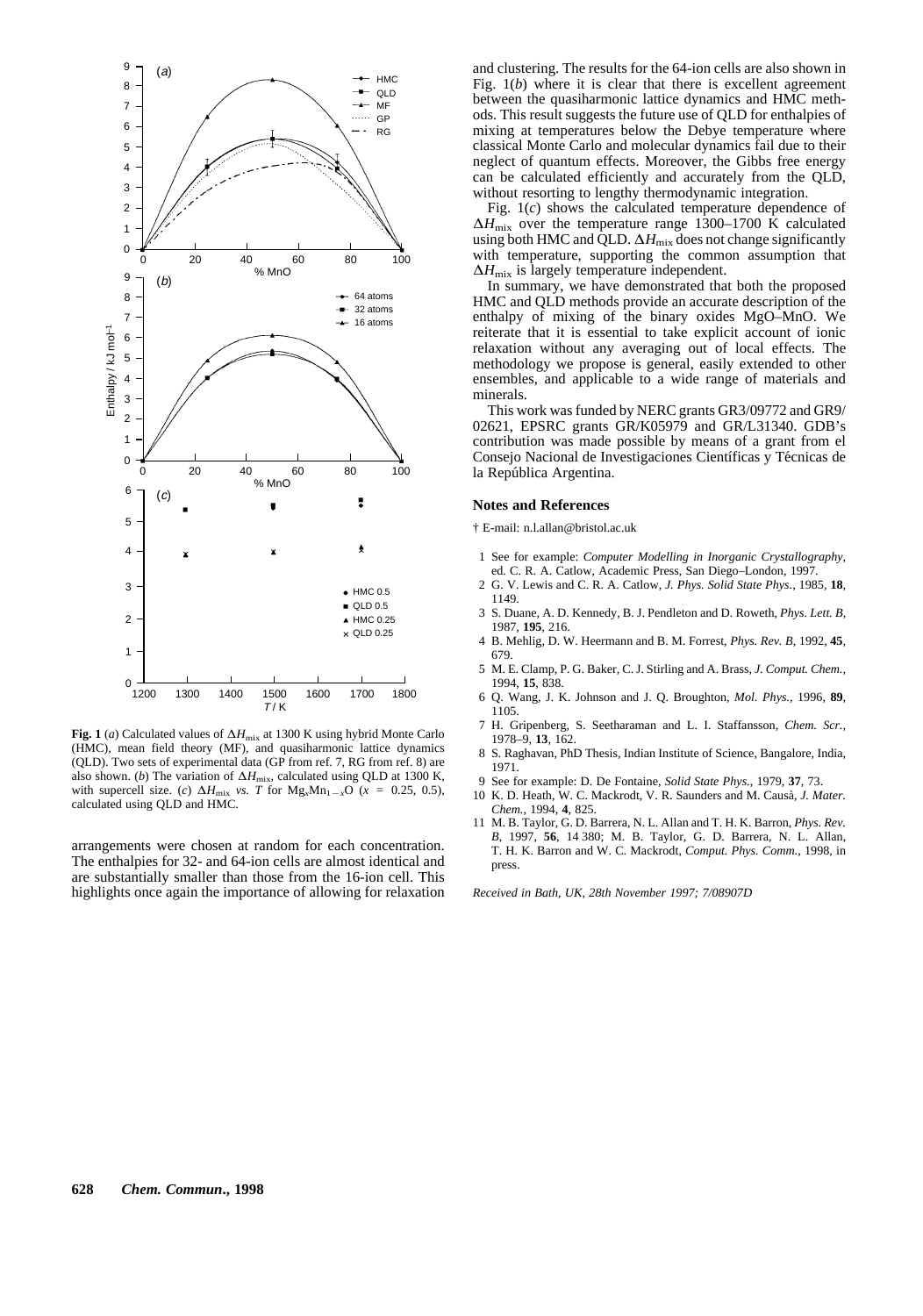(a)

9
8
7
6
5
4
3
2
1
0

0 20 40 60 80 100

% MnO

HMC
QLD
MF
GP
RG

(b)

9
8
7
6
5
4
3
2
1
0

0 20 40 60 80 100

% MnO

64 atoms
32 atoms
16 atoms

Enthalpy / kJ mol$^{-1}$

(c)

6
5
4
3
2
1
0

1200 1300 1400 1500 1600 1700 1800

$T$ / K

HMC 0.5
QLD 0.5
HMC 0.25
QLD 0.25

**Fig. 1** (*a*) Calculated values of $\Delta H_{\text{mix}}$ at 1300 K using hybrid Monte Carlo (HMC), mean field theory (MF), and quasiharmonic lattice dynamics (QLD). Two sets of experimental data (GP from ref. 7, RG from ref. 8) are also shown. (*b*) The variation of $\Delta H_{\text{mix}}$, calculated using QLD at 1300 K, with supercell size. (*c*) $\Delta H_{\text{mix}}$ *vs.* $T$ for $Mg_xMn_{1-x}O$ ($x$ = 0.25, 0.5), calculated using QLD and HMC.

arrangements were chosen at random for each concentration. The enthalpies for 32- and 64-ion cells are almost identical and are substantially smaller than those from the 16-ion cell. This highlights once again the importance of allowing for relaxation and clustering. The results for the 64-ion cells are also shown in Fig. 1(*b*) where it is clear that there is excellent agreement between the quasiharmonic lattice dynamics and HMC methods. This result suggests the future use of QLD for enthalpies of mixing at temperatures below the Debye temperature where classical Monte Carlo and molecular dynamics fail due to their neglect of quantum effects. Moreover, the Gibbs free energy can be calculated efficiently and accurately from the QLD, without resorting to lengthy thermodynamic integration.

Fig. 1(*c*) shows the calculated temperature dependence of $\Delta H_{\text{mix}}$ over the temperature range 1300–1700 K calculated using both HMC and QLD. $\Delta H_{\text{mix}}$ does not change significantly with temperature, supporting the common assumption that $\Delta H_{\text{mix}}$ is largely temperature independent.

In summary, we have demonstrated that both the proposed HMC and QLD methods provide an accurate description of the enthalpy of mixing of the binary oxides MgO–MnO. We reiterate that it is essential to take explicit account of ionic relaxation without any averaging out of local effects. The methodology we propose is general, easily extended to other ensembles, and applicable to a wide range of materials and minerals.

This work was funded by NERC grants GR3/09772 and GR9/02621, EPSRC grants GR/K05979 and GR/L31340. GDB's contribution was made possible by means of a grant from el Consejo Nacional de Investigaciones Científicas y Técnicas de la República Argentina.

## Notes and References

† E-mail: n.l.allan@bristol.ac.uk

1. See for example: *Computer Modelling in Inorganic Crystallography*, ed. C. R. A. Catlow, Academic Press, San Diego–London, 1997.
2. G. V. Lewis and C. R. A. Catlow, *J. Phys. Solid State Phys.*, 1985, **18**, 1149.
3. S. Duane, A. D. Kennedy, B. J. Pendleton and D. Roweth, *Phys. Lett. B*, 1987, **195**, 216.
4. B. Mehlig, D. W. Heermann and B. M. Forrest, *Phys. Rev. B*, 1992, **45**, 679.
5. M. E. Clamp, P. G. Baker, C. J. Stirling and A. Brass, *J. Comput. Chem.*, 1994, **15**, 838.
6. Q. Wang, J. K. Johnson and J. Q. Broughton, *Mol. Phys.*, 1996, **89**, 1105.
7. H. Gripenberg, S. Seetharaman and L. I. Staffansson, *Chem. Scr.*, 1978–9, **13**, 162.
8. S. Raghavan, PhD Thesis, Indian Institute of Science, Bangalore, India, 1971.
9. See for example: D. De Fontaine, *Solid State Phys.*, 1979, **37**, 73.
10. K. D. Heath, W. C. Mackrodt, V. R. Saunders and M. Causà, *J. Mater. Chem.*, 1994, **4**, 825.
11. M. B. Taylor, G. D. Barrera, N. L. Allan and T. H. K. Barron, *Phys. Rev. B*, 1997, **56**, 14 380; M. B. Taylor, G. D. Barrera, N. L. Allan, T. H. K. Barron and W. C. Mackrodt, *Comput. Phys. Comm.*, 1998, in press.

*Received in Bath, UK, 28th November 1997; 7/08907D*